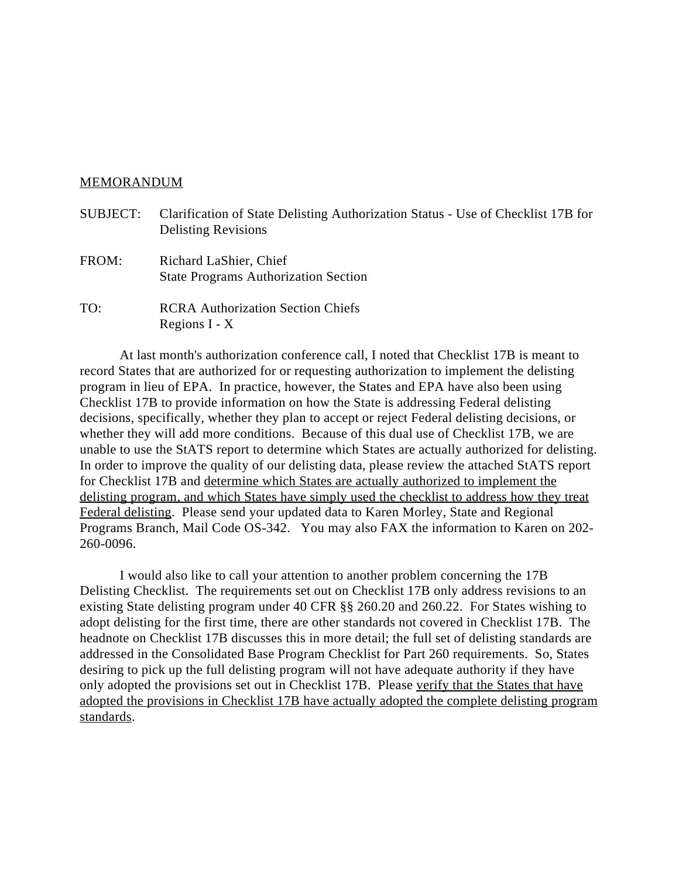<u>MEMORANDUM</u>

SUBJECT: Clarification of State Delisting Authorization Status - Use of Checklist 17B for Delisting Revisions

FROM: Richard LaShier, Chief
State Programs Authorization Section

TO: RCRA Authorization Section Chiefs
Regions I - X

At last month's authorization conference call, I noted that Checklist 17B is meant to record States that are authorized for or requesting authorization to implement the delisting program in lieu of EPA. In practice, however, the States and EPA have also been using Checklist 17B to provide information on how the State is addressing Federal delisting decisions, specifically, whether they plan to accept or reject Federal delisting decisions, or whether they will add more conditions. Because of this dual use of Checklist 17B, we are unable to use the StATS report to determine which States are actually authorized for delisting. In order to improve the quality of our delisting data, please review the attached StATS report for Checklist 17B and <u>determine which States are actually authorized to implement the delisting program, and which States have simply used the checklist to address how they treat Federal delisting</u>. Please send your updated data to Karen Morley, State and Regional Programs Branch, Mail Code OS-342. You may also FAX the information to Karen on 202-260-0096.

I would also like to call your attention to another problem concerning the 17B Delisting Checklist. The requirements set out on Checklist 17B only address revisions to an existing State delisting program under 40 CFR §§ 260.20 and 260.22. For States wishing to adopt delisting for the first time, there are other standards not covered in Checklist 17B. The headnote on Checklist 17B discusses this in more detail; the full set of delisting standards are addressed in the Consolidated Base Program Checklist for Part 260 requirements. So, States desiring to pick up the full delisting program will not have adequate authority if they have only adopted the provisions set out in Checklist 17B. Please <u>verify that the States that have adopted the provisions in Checklist 17B have actually adopted the complete delisting program standards</u>.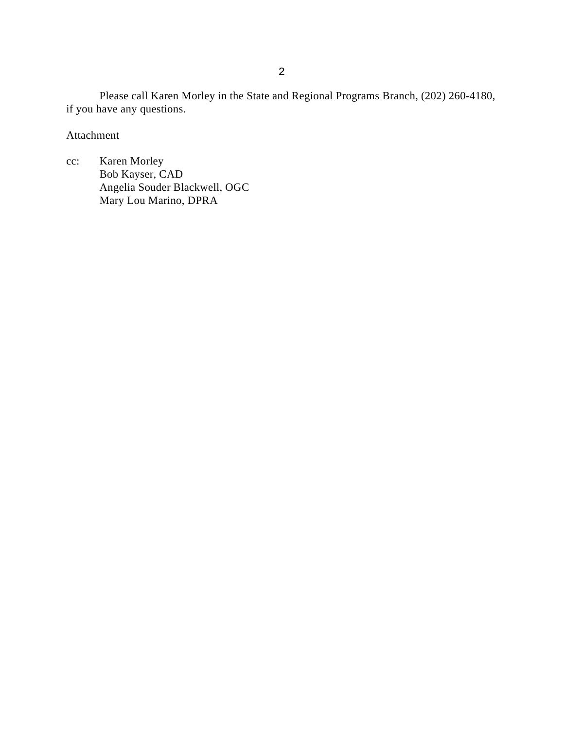Please call Karen Morley in the State and Regional Programs Branch, (202) 260-4180, if you have any questions.

Attachment

cc: Karen Morley
Bob Kayser, CAD
Angelia Souder Blackwell, OGC
Mary Lou Marino, DPRA